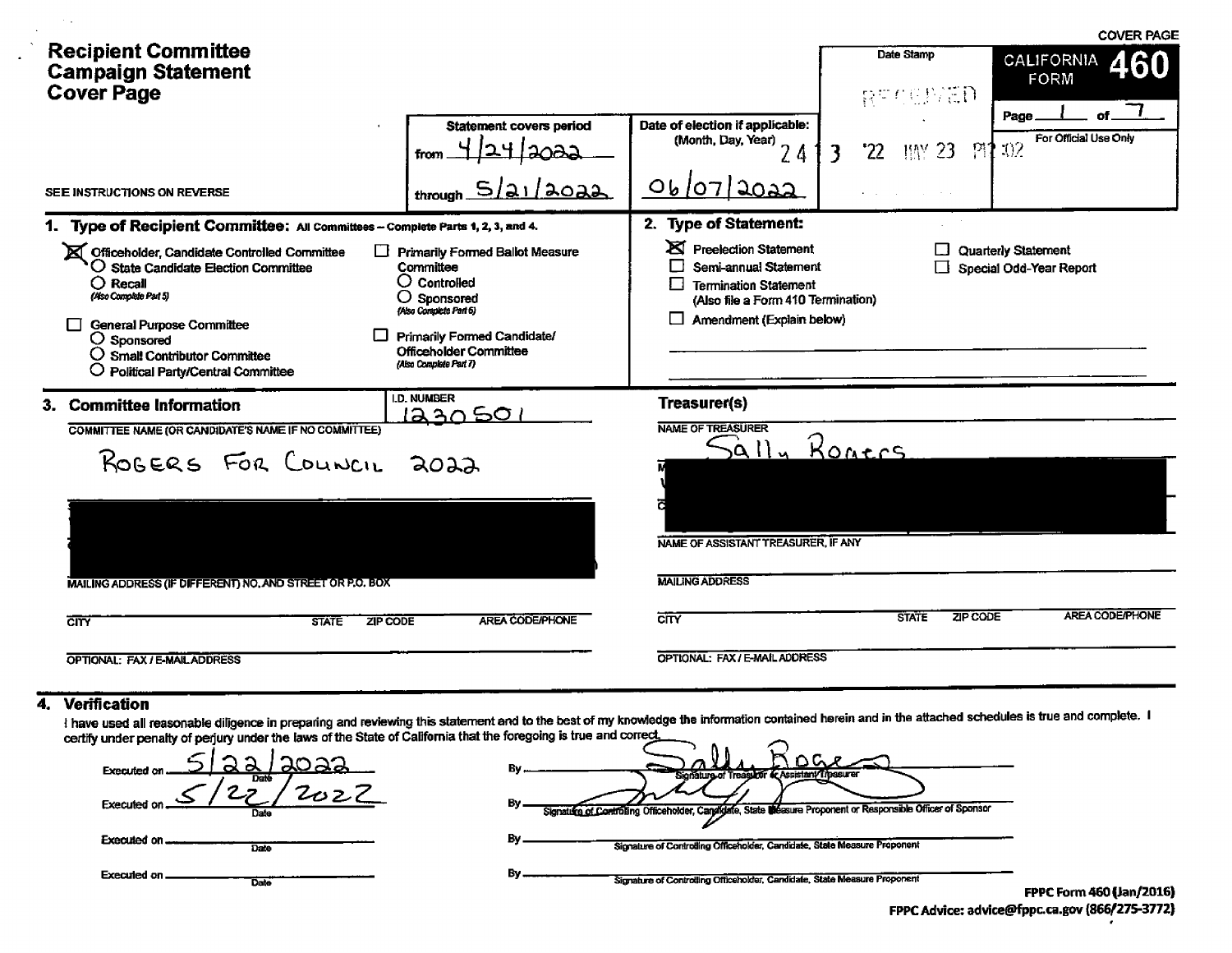COVER PAGE

# Recipient Committee Campaign Statement Cover Page

**CALIFORNIA FORM 460**

Page 1 of 7

For Official Use Only

Date Stamp

RECEIVED

2413 '22 MAY 23 PM 2:02

**Statement covers period**

from 4/24/2022

through 5/21/2022

**Date of election if applicable:** (Month, Day, Year)

06/07/2022

SEE INSTRUCTIONS ON REVERSE

## 1. Type of Recipient Committee: All Committees – Complete Parts 1, 2, 3, and 4.

- [x] Officeholder, Candidate Controlled Committee
  - ○ State Candidate Election Committee
  - ○ Recall (Also Complete Part 5)
- [ ] General Purpose Committee
  - ○ Sponsored
  - ○ Small Contributor Committee
  - ○ Political Party/Central Committee
- [ ] Primarily Formed Ballot Measure Committee
  - ○ Controlled
  - ○ Sponsored (Also Complete Part 6)
- [ ] Primarily Formed Candidate/ Officeholder Committee (Also Complete Part 7)

## 2. Type of Statement:

- [x] Preelection Statement
- [ ] Semi-annual Statement
- [ ] Termination Statement (Also file a Form 410 Termination)
- [ ] Amendment (Explain below)
- [ ] Quarterly Statement
- [ ] Special Odd-Year Report

## 3. Committee Information

I.D. NUMBER 1230501

COMMITTEE NAME (OR CANDIDATE'S NAME IF NO COMMITTEE)

ROGERS FOR COUNCIL 2022

MAILING ADDRESS (IF DIFFERENT) NO. AND STREET OR P.O. BOX

CITY STATE ZIP CODE AREA CODE/PHONE

OPTIONAL: FAX / E-MAIL ADDRESS

### Treasurer(s)

NAME OF TREASURER

Sally Rogers

NAME OF ASSISTANT TREASURER, IF ANY

MAILING ADDRESS

CITY STATE ZIP CODE AREA CODE/PHONE

OPTIONAL: FAX / E-MAIL ADDRESS

## 4. Verification

I have used all reasonable diligence in preparing and reviewing this statement and to the best of my knowledge the information contained herein and in the attached schedules is true and complete. I certify under penalty of perjury under the laws of the State of California that the foregoing is true and correct.

Executed on 5/22/2022 (Date) By Sally Rogers (Signature of Treasurer or Assistant Treasurer)

Executed on 5/22/2022 (Date) By [signature] (Signature of Controlling Officeholder, Candidate, State Measure Proponent or Responsible Officer of Sponsor)

Executed on ______ (Date) By ______ (Signature of Controlling Officeholder, Candidate, State Measure Proponent)

Executed on ______ (Date) By ______ (Signature of Controlling Officeholder, Candidate, State Measure Proponent)

FPPC Form 460 (Jan/2016)
FPPC Advice: advice@fppc.ca.gov (866/275-3772)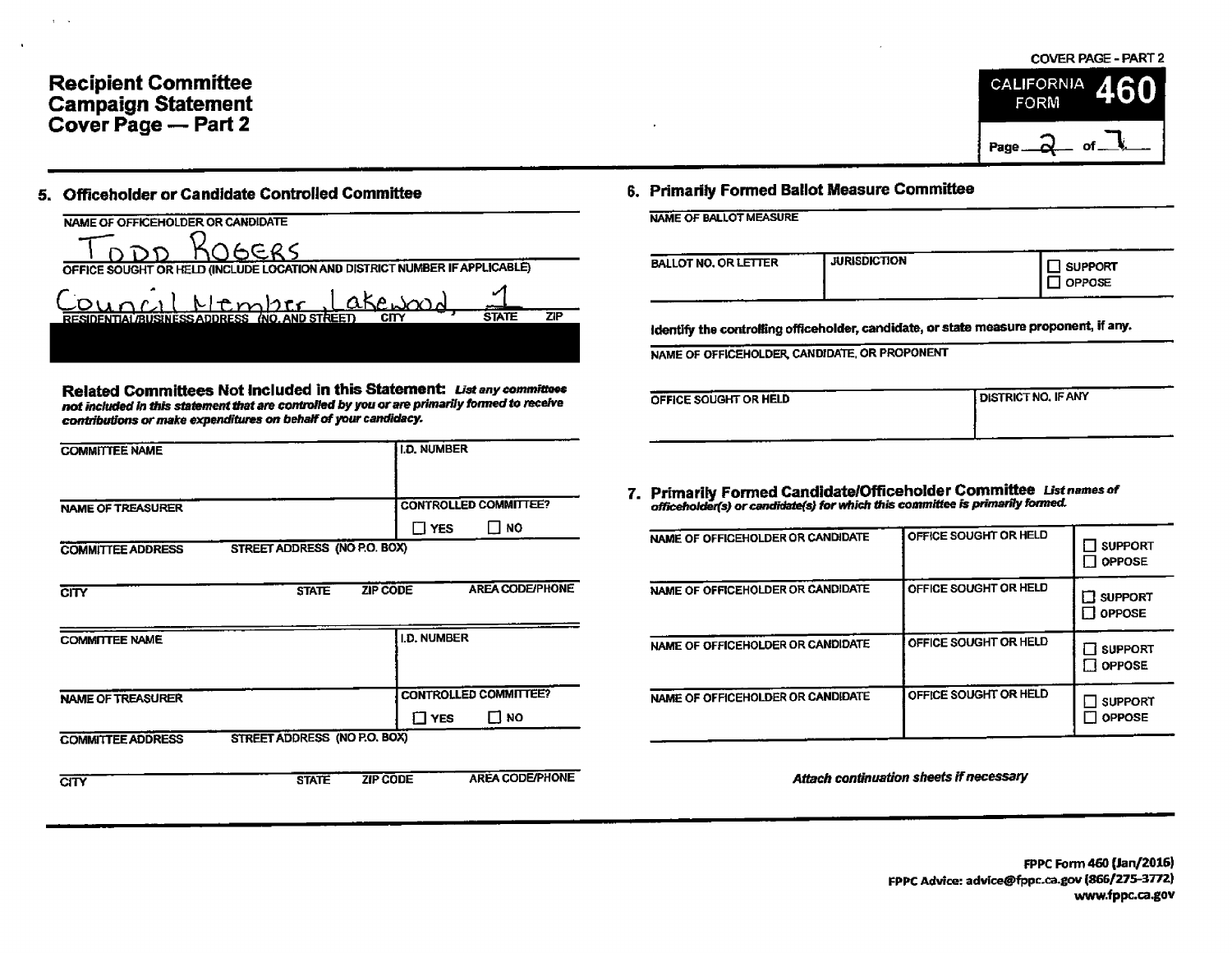# Recipient Committee Campaign Statement Cover Page — Part 2

COVER PAGE - PART 2

CALIFORNIA FORM **460**

Page 2 of 7

## 5. Officeholder or Candidate Controlled Committee

NAME OF OFFICEHOLDER OR CANDIDATE

Todd Rogers

OFFICE SOUGHT OR HELD (INCLUDE LOCATION AND DISTRICT NUMBER IF APPLICABLE)

Council Member, Lakewood, 1

RESIDENTIAL/BUSINESS ADDRESS (NO. AND STREET) CITY STATE ZIP

### Related Committees Not Included in this Statement:

*List any committees not included in this statement that are controlled by you or are primarily formed to receive contributions or make expenditures on behalf of your candidacy.*

| COMMITTEE NAME | | | I.D. NUMBER |
|---|---|---|---|
| NAME OF TREASURER | | | CONTROLLED COMMITTEE? ☐ YES ☐ NO |
| COMMITTEE ADDRESS | STREET ADDRESS (NO P.O. BOX) | | |
| CITY | STATE | ZIP CODE | AREA CODE/PHONE |

| COMMITTEE NAME | | | I.D. NUMBER |
|---|---|---|---|
| NAME OF TREASURER | | | CONTROLLED COMMITTEE? ☐ YES ☐ NO |
| COMMITTEE ADDRESS | STREET ADDRESS (NO P.O. BOX) | | |
| CITY | STATE | ZIP CODE | AREA CODE/PHONE |

## 6. Primarily Formed Ballot Measure Committee

NAME OF BALLOT MEASURE

| BALLOT NO. OR LETTER | JURISDICTION | ☐ SUPPORT ☐ OPPOSE |
|---|---|---|

Identify the controlling officeholder, candidate, or state measure proponent, if any.

NAME OF OFFICEHOLDER, CANDIDATE, OR PROPONENT

| OFFICE SOUGHT OR HELD | DISTRICT NO. IF ANY |
|---|---|

## 7. Primarily Formed Candidate/Officeholder Committee

*List names of officeholder(s) or candidate(s) for which this committee is primarily formed.*

| NAME OF OFFICEHOLDER OR CANDIDATE | OFFICE SOUGHT OR HELD | ☐ SUPPORT ☐ OPPOSE |
|---|---|---|
| NAME OF OFFICEHOLDER OR CANDIDATE | OFFICE SOUGHT OR HELD | ☐ SUPPORT ☐ OPPOSE |
| NAME OF OFFICEHOLDER OR CANDIDATE | OFFICE SOUGHT OR HELD | ☐ SUPPORT ☐ OPPOSE |
| NAME OF OFFICEHOLDER OR CANDIDATE | OFFICE SOUGHT OR HELD | ☐ SUPPORT ☐ OPPOSE |

*Attach continuation sheets if necessary*

FPPC Form 460 (Jan/2016)
FPPC Advice: advice@fppc.ca.gov (866/275-3772)
www.fppc.ca.gov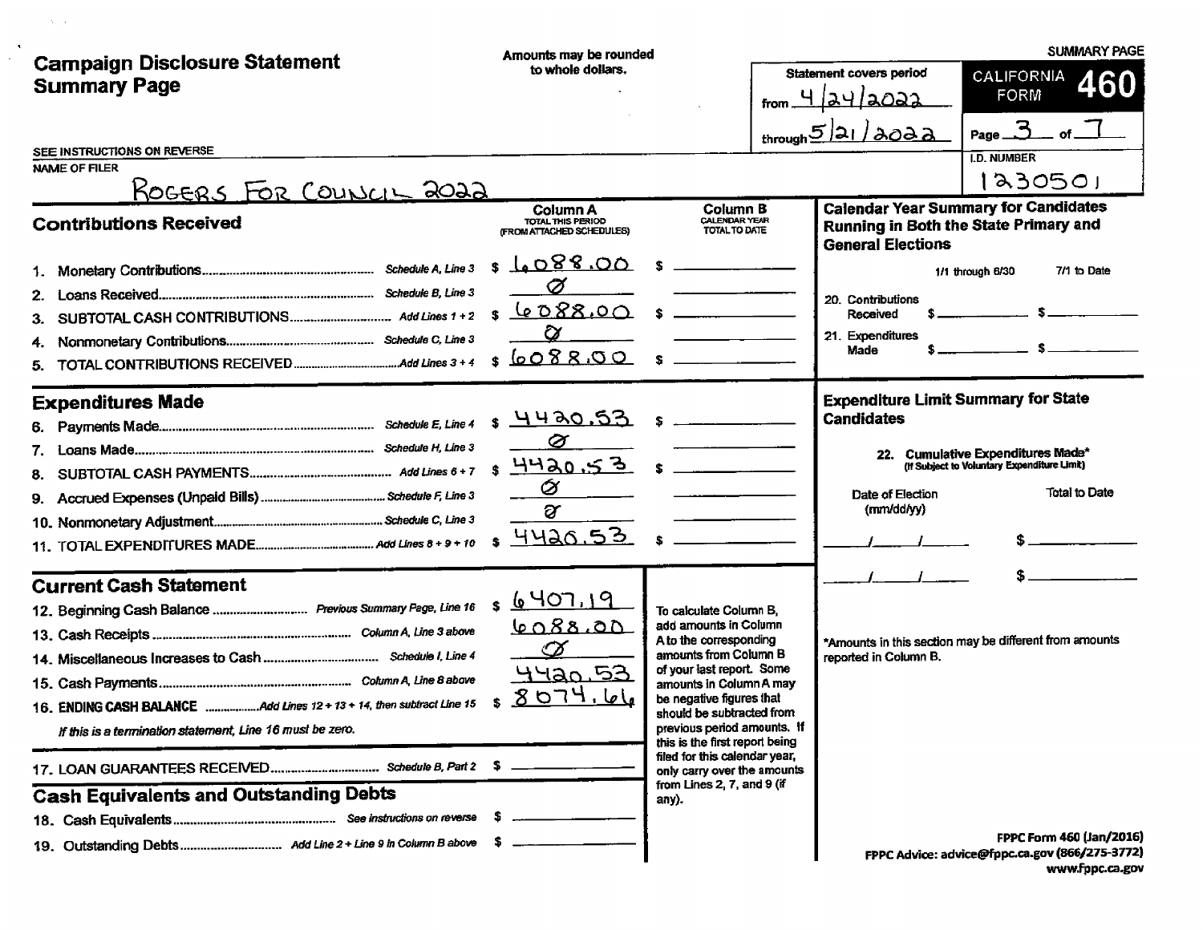# Campaign Disclosure Statement Summary Page

Amounts may be rounded to whole dollars.

SUMMARY PAGE

**CALIFORNIA FORM 460**

Statement covers period from 4/24/2022 through 5/21/2022

Page 3 of 7

SEE INSTRUCTIONS ON REVERSE

NAME OF FILER: ROGERS FOR COUNCIL 2022

I.D. NUMBER: 1230501

## Contributions Received

| | | | Column A TOTAL THIS PERIOD (FROM ATTACHED SCHEDULES) | Column B CALENDAR YEAR TOTAL TO DATE |
|---|---|---|---|---|
| 1. | Monetary Contributions | Schedule A, Line 3 | $ 6,088.00 | $ |
| 2. | Loans Received | Schedule B, Line 3 | Ø | |
| 3. | SUBTOTAL CASH CONTRIBUTIONS | Add Lines 1 + 2 | $ 6088.00 | $ |
| 4. | Nonmonetary Contributions | Schedule C, Line 3 | Ø | |
| 5. | TOTAL CONTRIBUTIONS RECEIVED | Add Lines 3 + 4 | $ 6088.00 | $ |

## Expenditures Made

| | | | Column A | Column B |
|---|---|---|---|---|
| 6. | Payments Made | Schedule E, Line 4 | $ 4420.53 | $ |
| 7. | Loans Made | Schedule H, Line 3 | Ø | |
| 8. | SUBTOTAL CASH PAYMENTS | Add Lines 6 + 7 | $ 4420.53 | $ |
| 9. | Accrued Expenses (Unpaid Bills) | Schedule F, Line 3 | Ø | |
| 10. | Nonmonetary Adjustment | Schedule C, Line 3 | Ø | |
| 11. | TOTAL EXPENDITURES MADE | Add Lines 8 + 9 + 10 | $ 4420.53 | $ |

## Current Cash Statement

| | | | |
|---|---|---|---|
| 12. | Beginning Cash Balance | Previous Summary Page, Line 16 | $ 6407.19 |
| 13. | Cash Receipts | Column A, Line 3 above | 6088.00 |
| 14. | Miscellaneous Increases to Cash | Schedule I, Line 4 | Ø |
| 15. | Cash Payments | Column A, Line 8 above | 4420.53 |
| 16. | ENDING CASH BALANCE | Add Lines 12 + 13 + 14, then subtract Line 15 | $ 8074.66 |

*If this is a termination statement, Line 16 must be zero.*

| | | | |
|---|---|---|---|
| 17. | LOAN GUARANTEES RECEIVED | Schedule B, Part 2 | $ |

To calculate Column B, add amounts in Column A to the corresponding amounts from Column B of your last report. Some amounts in Column A may be negative figures that should be subtracted from previous period amounts. If this is the first report being filed for this calendar year, only carry over the amounts from Lines 2, 7, and 9 (if any).

## Cash Equivalents and Outstanding Debts

| | | | |
|---|---|---|---|
| 18. | Cash Equivalents | See instructions on reverse | $ |
| 19. | Outstanding Debts | Add Line 2 + Line 9 in Column B above | $ |

## Calendar Year Summary for Candidates Running in Both the State Primary and General Elections

| | 1/1 through 6/30 | 7/1 to Date |
|---|---|---|
| 20. Contributions Received | $ | $ |
| 21. Expenditures Made | $ | $ |

## Expenditure Limit Summary for State Candidates

22. Cumulative Expenditures Made* (If Subject to Voluntary Expenditure Limit)

| Date of Election (mm/dd/yy) | Total to Date |
|---|---|
| / / | $ |
| / / | $ |

*Amounts in this section may be different from amounts reported in Column B.

FPPC Form 460 (Jan/2016)
FPPC Advice: advice@fppc.ca.gov (866/275-3772)
www.fppc.ca.gov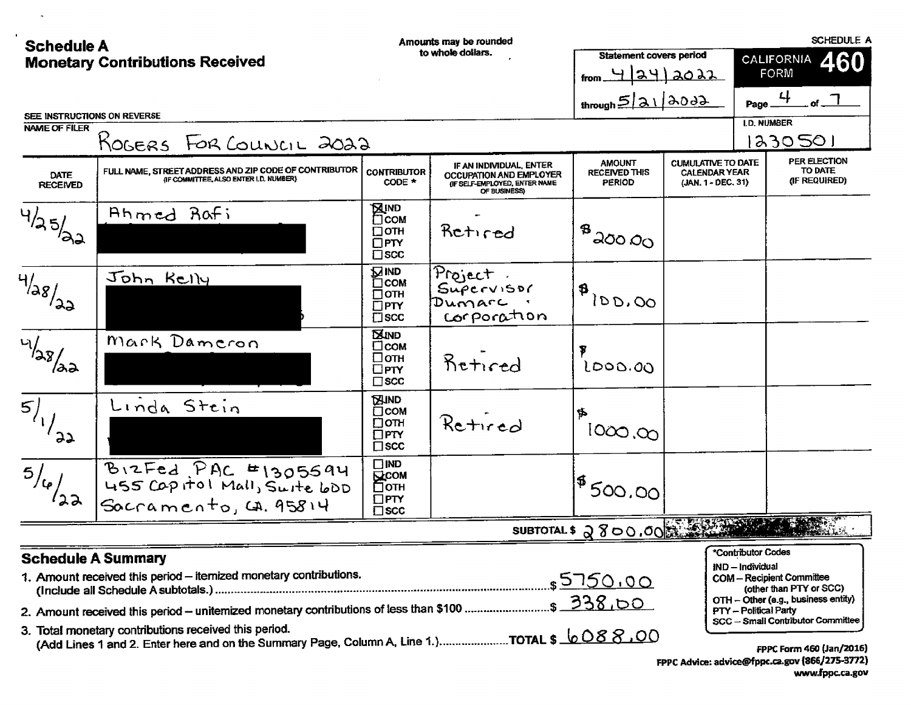# Schedule A
## Monetary Contributions Received

Amounts may be rounded to whole dollars.

SEE INSTRUCTIONS ON REVERSE

**SCHEDULE A**
**CALIFORNIA FORM 460**

Statement covers period from 4/24/2022 through 5/21/2022

Page 4 of 7

NAME OF FILER: ROGERS FOR COUNCIL 2022

I.D. NUMBER: 1230501

| DATE RECEIVED | FULL NAME, STREET ADDRESS AND ZIP CODE OF CONTRIBUTOR (IF COMMITTEE, ALSO ENTER I.D. NUMBER) | CONTRIBUTOR CODE * | IF AN INDIVIDUAL, ENTER OCCUPATION AND EMPLOYER (IF SELF-EMPLOYED, ENTER NAME OF BUSINESS) | AMOUNT RECEIVED THIS PERIOD | CUMULATIVE TO DATE CALENDAR YEAR (JAN. 1 - DEC. 31) | PER ELECTION TO DATE (IF REQUIRED) |
|---|---|---|---|---|---|---|
| 4/25/22 | Ahmed Rafi [REDACTED] | ☒IND ☐COM ☐OTH ☐PTY ☐SCC | Retired | $200.00 | | |
| 4/28/22 | John Kelly [REDACTED] | ☒IND ☐COM ☐OTH ☐PTY ☐SCC | Project Supervisor Dumarc Corporation | $100.00 | | |
| 4/28/22 | Mark Dameron [REDACTED] | ☒IND ☐COM ☐OTH ☐PTY ☐SCC | Retired | $1000.00 | | |
| 5/1/22 | Linda Stein [REDACTED] | ☒IND ☐COM ☐OTH ☐PTY ☐SCC | Retired | $1000.00 | | |
| 5/6/22 | BizFed PAC #1305594 455 Capitol Mall, Suite 600 Sacramento, CA. 95814 | ☐IND ☒COM ☐OTH ☐PTY ☐SCC | | $500.00 | | |
| | | | SUBTOTAL $ | 2800.00 | | |

## Schedule A Summary

1. Amount received this period – itemized monetary contributions. (Include all Schedule A subtotals.) ........ $5750.00
2. Amount received this period – unitemized monetary contributions of less than $100 ........ $338.00
3. Total monetary contributions received this period. (Add Lines 1 and 2. Enter here and on the Summary Page, Column A, Line 1.) ........ TOTAL $6088.00

*Contributor Codes
IND – Individual
COM – Recipient Committee (other than PTY or SCC)
OTH – Other (e.g., business entity)
PTY – Political Party
SCC – Small Contributor Committee

FPPC Form 460 (Jan/2016)
FPPC Advice: advice@fppc.ca.gov (866/275-3772)
www.fppc.ca.gov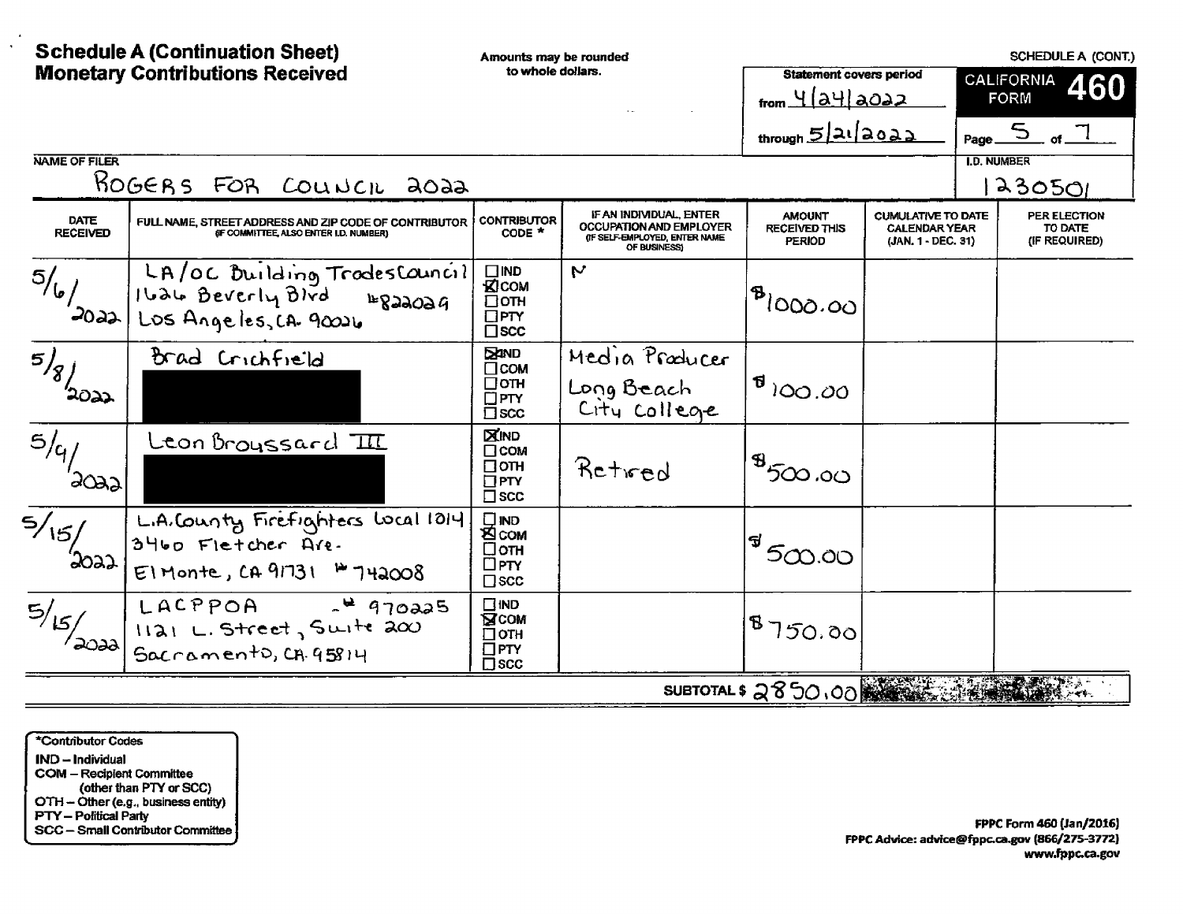# Schedule A (Continuation Sheet)
# Monetary Contributions Received

Amounts may be rounded to whole dollars.

SCHEDULE A (CONT.)

**CALIFORNIA FORM 460**

Statement covers period from 4/24/2022 through 5/21/2022

Page 5 of 7

NAME OF FILER: ROGERS FOR COUNCIL 2022

I.D. NUMBER: 1230501

| DATE RECEIVED | FULL NAME, STREET ADDRESS AND ZIP CODE OF CONTRIBUTOR (IF COMMITTEE, ALSO ENTER I.D. NUMBER) | CONTRIBUTOR CODE * | IF AN INDIVIDUAL, ENTER OCCUPATION AND EMPLOYER (IF SELF-EMPLOYED, ENTER NAME OF BUSINESS) | AMOUNT RECEIVED THIS PERIOD | CUMULATIVE TO DATE CALENDAR YEAR (JAN. 1 - DEC. 31) | PER ELECTION TO DATE (IF REQUIRED) |
|---|---|---|---|---|---|---|
| 5/6/2022 | LA/OC Building Trades Council #822029<br>1626 Beverly Blvd<br>Los Angeles, CA 90026 | ☐ IND<br>☒ COM<br>☐ OTH<br>☐ PTY<br>☐ SCC | N | $1000.00 | | |
| 5/8/2022 | Brad Crichfield<br>[REDACTED] | ☒ IND<br>☐ COM<br>☐ OTH<br>☐ PTY<br>☐ SCC | Media Producer<br>Long Beach City College | $100.00 | | |
| 5/9/2022 | Leon Broussard III<br>[REDACTED] | ☒ IND<br>☐ COM<br>☐ OTH<br>☐ PTY<br>☐ SCC | Retired | $500.00 | | |
| 5/15/2022 | L.A. County Firefighters Local 1014<br>3460 Fletcher Ave.<br>El Monte, CA 91731 #742008 | ☐ IND<br>☒ COM<br>☐ OTH<br>☐ PTY<br>☐ SCC | | $500.00 | | |
| 5/15/2022 | LACPPOA #970225<br>1121 L. Street, Suite 200<br>Sacramento, CA 95814 | ☐ IND<br>☒ COM<br>☐ OTH<br>☐ PTY<br>☐ SCC | | $750.00 | | |
| | | | SUBTOTAL $ | 2850.00 | | |

*Contributor Codes
- IND – Individual
- COM – Recipient Committee (other than PTY or SCC)
- OTH – Other (e.g., business entity)
- PTY – Political Party
- SCC – Small Contributor Committee

FPPC Form 460 (Jan/2016)
FPPC Advice: advice@fppc.ca.gov (866/275-3772)
www.fppc.ca.gov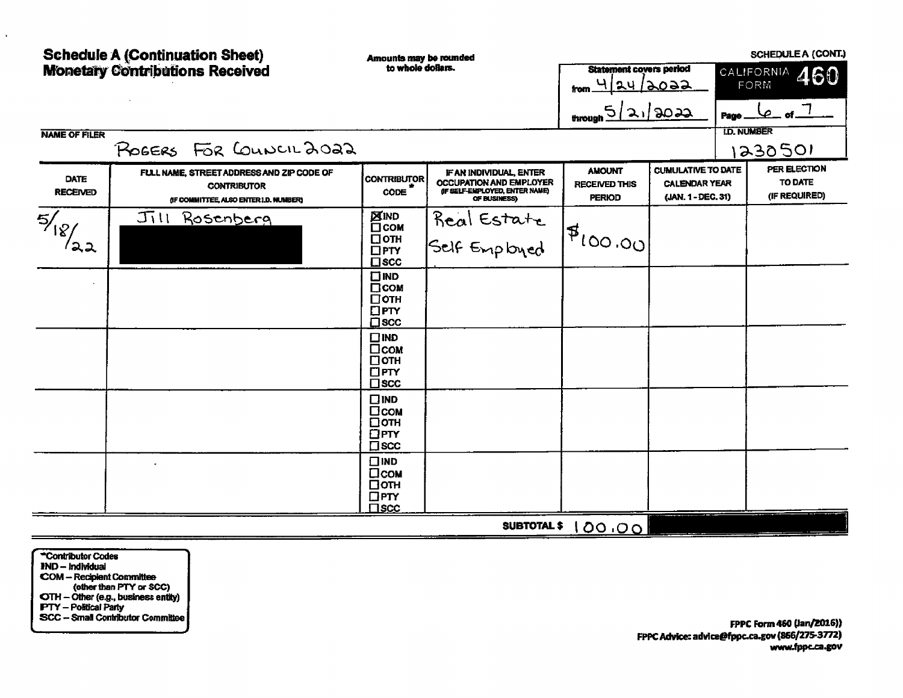# Schedule A (Continuation Sheet)
## Monetary Contributions Received

Amounts may be rounded to whole dollars.

**SCHEDULE A (CONT.)**

**CALIFORNIA FORM 460**

Statement covers period from 4/24/2022 through 5/21/2022

Page 6 of 7

**NAME OF FILER:** ROGERS FOR COUNCIL 2022

**I.D. NUMBER:** 1230501

| DATE RECEIVED | FULL NAME, STREET ADDRESS AND ZIP CODE OF CONTRIBUTOR (IF COMMITTEE, ALSO ENTER I.D. NUMBER) | CONTRIBUTOR CODE * | IF AN INDIVIDUAL, ENTER OCCUPATION AND EMPLOYER (IF SELF-EMPLOYED, ENTER NAME OF BUSINESS) | AMOUNT RECEIVED THIS PERIOD | CUMULATIVE TO DATE CALENDAR YEAR (JAN. 1 - DEC. 31) | PER ELECTION TO DATE (IF REQUIRED) |
|---|---|---|---|---|---|---|
| 5/18/22 | Jill Rosenberg [REDACTED] | ☒ IND ☐ COM ☐ OTH ☐ PTY ☐ SCC | Real Estate Self Employed | $100.00 | | |
| | | ☐ IND ☐ COM ☐ OTH ☐ PTY ☐ SCC | | | | |
| | | ☐ IND ☐ COM ☐ OTH ☐ PTY ☐ SCC | | | | |
| | | ☐ IND ☐ COM ☐ OTH ☐ PTY ☐ SCC | | | | |
| | | ☐ IND ☐ COM ☐ OTH ☐ PTY ☐ SCC | | | | |
| | | | **SUBTOTAL $** | 100.00 | | |

*Contributor Codes
- IND – Individual
- COM – Recipient Committee (other than PTY or SCC)
- OTH – Other (e.g., business entity)
- PTY – Political Party
- SCC – Small Contributor Committee

FPPC Form 460 (Jan/2016))
FPPC Advice: advice@fppc.ca.gov (866/275-3772)
www.fppc.ca.gov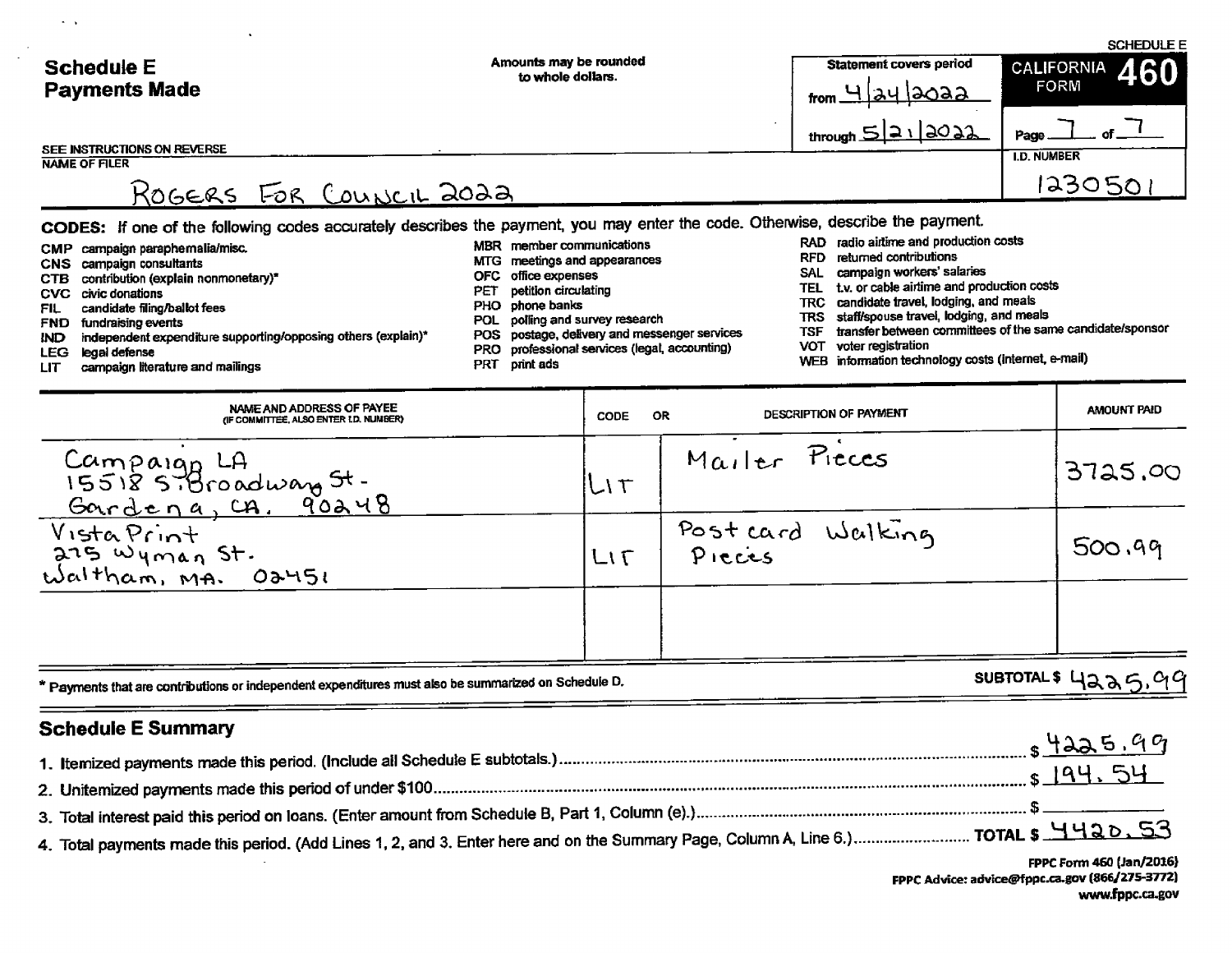SCHEDULE E

# Schedule E Payments Made

Amounts may be rounded to whole dollars.

Statement covers period from 4/24/2022 through 5/21/2022

CALIFORNIA FORM **460**

SEE INSTRUCTIONS ON REVERSE

NAME OF FILER: ROGERS FOR COUNCIL 2022

I.D. NUMBER: 1230501

**CODES:** If one of the following codes accurately describes the payment, you may enter the code. Otherwise, describe the payment.

- CMP campaign paraphernalia/misc.
- CNS campaign consultants
- CTB contribution (explain nonmonetary)*
- CVC civic donations
- FIL candidate filing/ballot fees
- FND fundraising events
- IND independent expenditure supporting/opposing others (explain)*
- LEG legal defense
- LIT campaign literature and mailings
- MBR member communications
- MTG meetings and appearances
- OFC office expenses
- PET petition circulating
- PHO phone banks
- POL polling and survey research
- POS postage, delivery and messenger services
- PRO professional services (legal, accounting)
- PRT print ads
- RAD radio airtime and production costs
- RFD returned contributions
- SAL campaign workers' salaries
- TEL t.v. or cable airtime and production costs
- TRC candidate travel, lodging, and meals
- TRS staff/spouse travel, lodging, and meals
- TSF transfer between committees of the same candidate/sponsor
- VOT voter registration
- WEB information technology costs (internet, e-mail)

| NAME AND ADDRESS OF PAYEE (IF COMMITTEE, ALSO ENTER I.D. NUMBER) | CODE | OR DESCRIPTION OF PAYMENT | AMOUNT PAID |
|---|---|---|---|
| Campaign LA<br>15518 S. Broadway St.<br>Gardena, CA. 90248 | LIT | Mailer Pieces | 3725.00 |
| Vista Print<br>275 Wyman St.<br>Waltham, MA. 02451 | LIT | Post card Walking Pieces | 500.99 |
| | | | |

\* Payments that are contributions or independent expenditures must also be summarized on Schedule D.

SUBTOTAL $ 4225.99

## Schedule E Summary

1. Itemized payments made this period. (Include all Schedule E subtotals.) $ 4225.99
2. Unitemized payments made this period of under $100 $ 194.54
3. Total interest paid this period on loans. (Enter amount from Schedule B, Part 1, Column (e).) $
4. Total payments made this period. (Add Lines 1, 2, and 3. Enter here and on the Summary Page, Column A, Line 6.) TOTAL $ 4420.53

FPPC Form 460 (Jan/2016)
FPPC Advice: advice@fppc.ca.gov (866/275-3772)
www.fppc.ca.gov